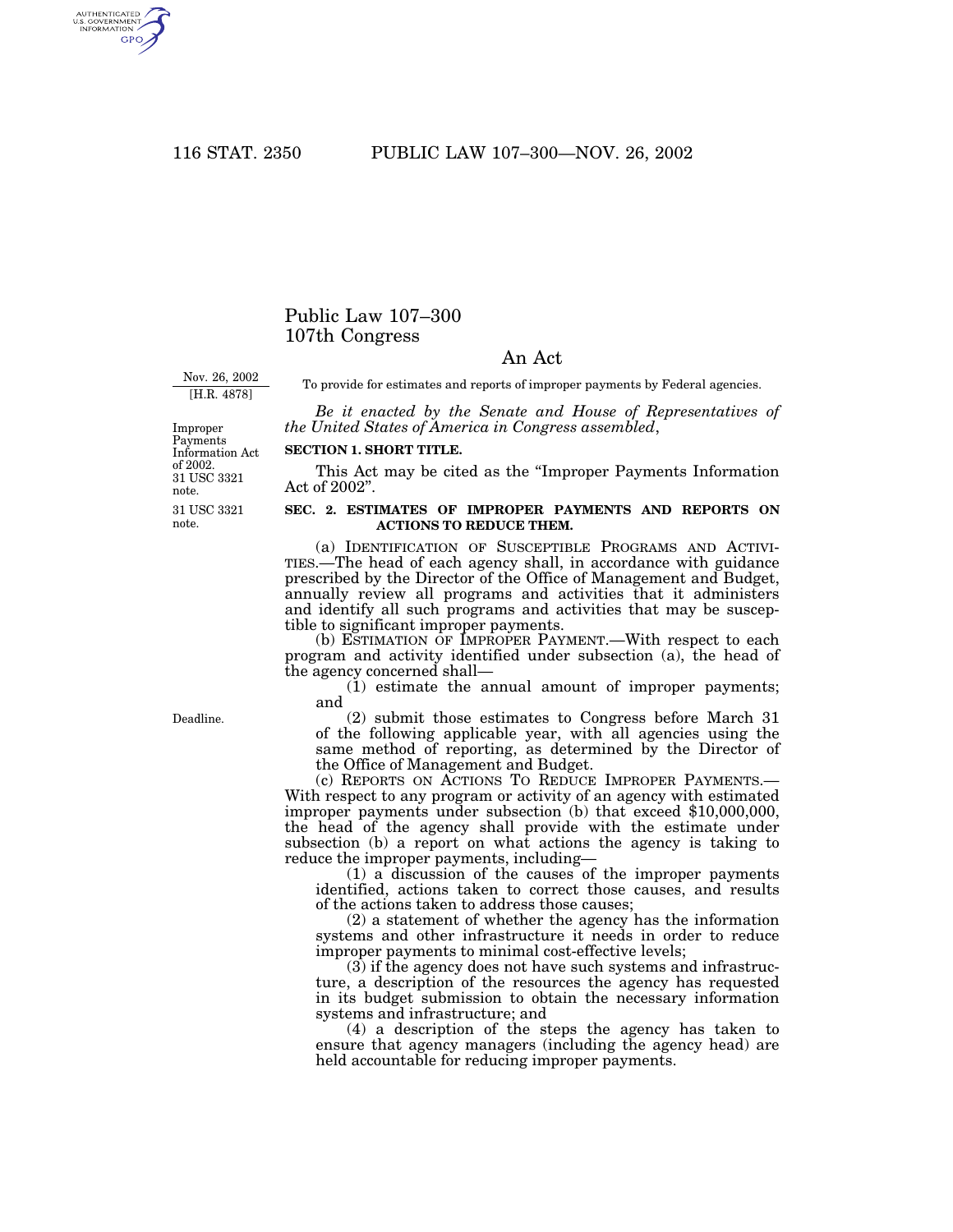# Public Law 107–300
# 107th Congress

## An Act

Nov. 26, 2002
[H.R. 4878]

To provide for estimates and reports of improper payments by Federal agencies.

*Be it enacted by the Senate and House of Representatives of the United States of America in Congress assembled*,

Improper Payments Information Act of 2002. 31 USC 3321 note.

**SECTION 1. SHORT TITLE.**

This Act may be cited as the "Improper Payments Information Act of 2002".

31 USC 3321 note.

**SEC. 2. ESTIMATES OF IMPROPER PAYMENTS AND REPORTS ON ACTIONS TO REDUCE THEM.**

(a) IDENTIFICATION OF SUSCEPTIBLE PROGRAMS AND ACTIVITIES.—The head of each agency shall, in accordance with guidance prescribed by the Director of the Office of Management and Budget, annually review all programs and activities that it administers and identify all such programs and activities that may be susceptible to significant improper payments.

(b) ESTIMATION OF IMPROPER PAYMENT.—With respect to each program and activity identified under subsection (a), the head of the agency concerned shall—

(1) estimate the annual amount of improper payments; and

Deadline.

(2) submit those estimates to Congress before March 31 of the following applicable year, with all agencies using the same method of reporting, as determined by the Director of the Office of Management and Budget.

(c) REPORTS ON ACTIONS TO REDUCE IMPROPER PAYMENTS.—With respect to any program or activity of an agency with estimated improper payments under subsection (b) that exceed $10,000,000, the head of the agency shall provide with the estimate under subsection (b) a report on what actions the agency is taking to reduce the improper payments, including—

(1) a discussion of the causes of the improper payments identified, actions taken to correct those causes, and results of the actions taken to address those causes;

(2) a statement of whether the agency has the information systems and other infrastructure it needs in order to reduce improper payments to minimal cost-effective levels;

(3) if the agency does not have such systems and infrastructure, a description of the resources the agency has requested in its budget submission to obtain the necessary information systems and infrastructure; and

(4) a description of the steps the agency has taken to ensure that agency managers (including the agency head) are held accountable for reducing improper payments.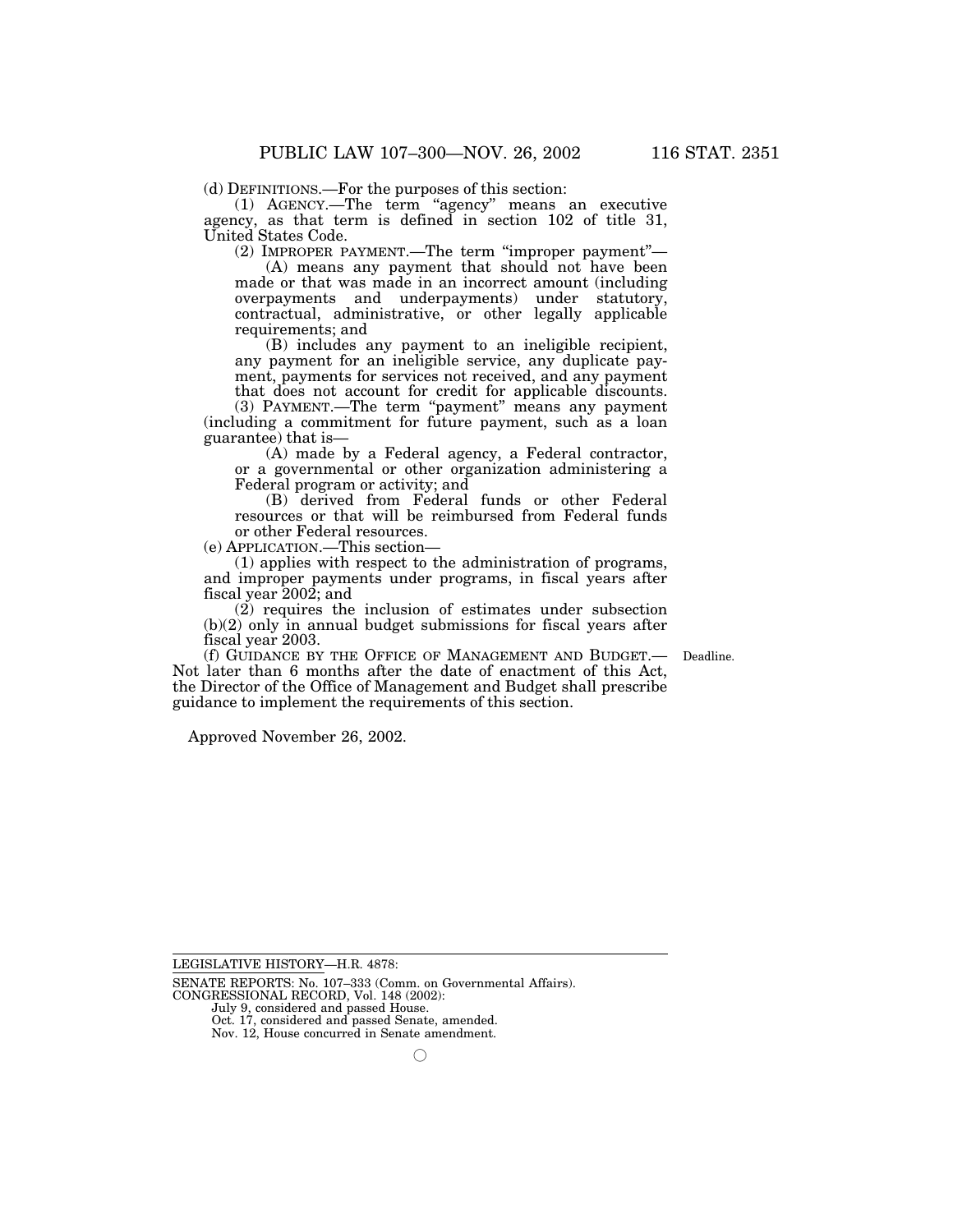(d) DEFINITIONS.—For the purposes of this section:

(1) AGENCY.—The term "agency" means an executive agency, as that term is defined in section 102 of title 31, United States Code.

(2) IMPROPER PAYMENT.—The term "improper payment"—

(A) means any payment that should not have been made or that was made in an incorrect amount (including overpayments and underpayments) under statutory, contractual, administrative, or other legally applicable requirements; and

(B) includes any payment to an ineligible recipient, any payment for an ineligible service, any duplicate payment, payments for services not received, and any payment that does not account for credit for applicable discounts.

(3) PAYMENT.—The term "payment" means any payment (including a commitment for future payment, such as a loan guarantee) that is—

(A) made by a Federal agency, a Federal contractor, or a governmental or other organization administering a Federal program or activity; and

(B) derived from Federal funds or other Federal resources or that will be reimbursed from Federal funds or other Federal resources.

(e) APPLICATION.—This section—

(1) applies with respect to the administration of programs, and improper payments under programs, in fiscal years after fiscal year 2002; and

(2) requires the inclusion of estimates under subsection (b)(2) only in annual budget submissions for fiscal years after fiscal year 2003.

Deadline.

(f) GUIDANCE BY THE OFFICE OF MANAGEMENT AND BUDGET.—Not later than 6 months after the date of enactment of this Act, the Director of the Office of Management and Budget shall prescribe guidance to implement the requirements of this section.

Approved November 26, 2002.

LEGISLATIVE HISTORY—H.R. 4878:

SENATE REPORTS: No. 107–333 (Comm. on Governmental Affairs).
CONGRESSIONAL RECORD, Vol. 148 (2002):
July 9, considered and passed House.
Oct. 17, considered and passed Senate, amended.
Nov. 12, House concurred in Senate amendment.